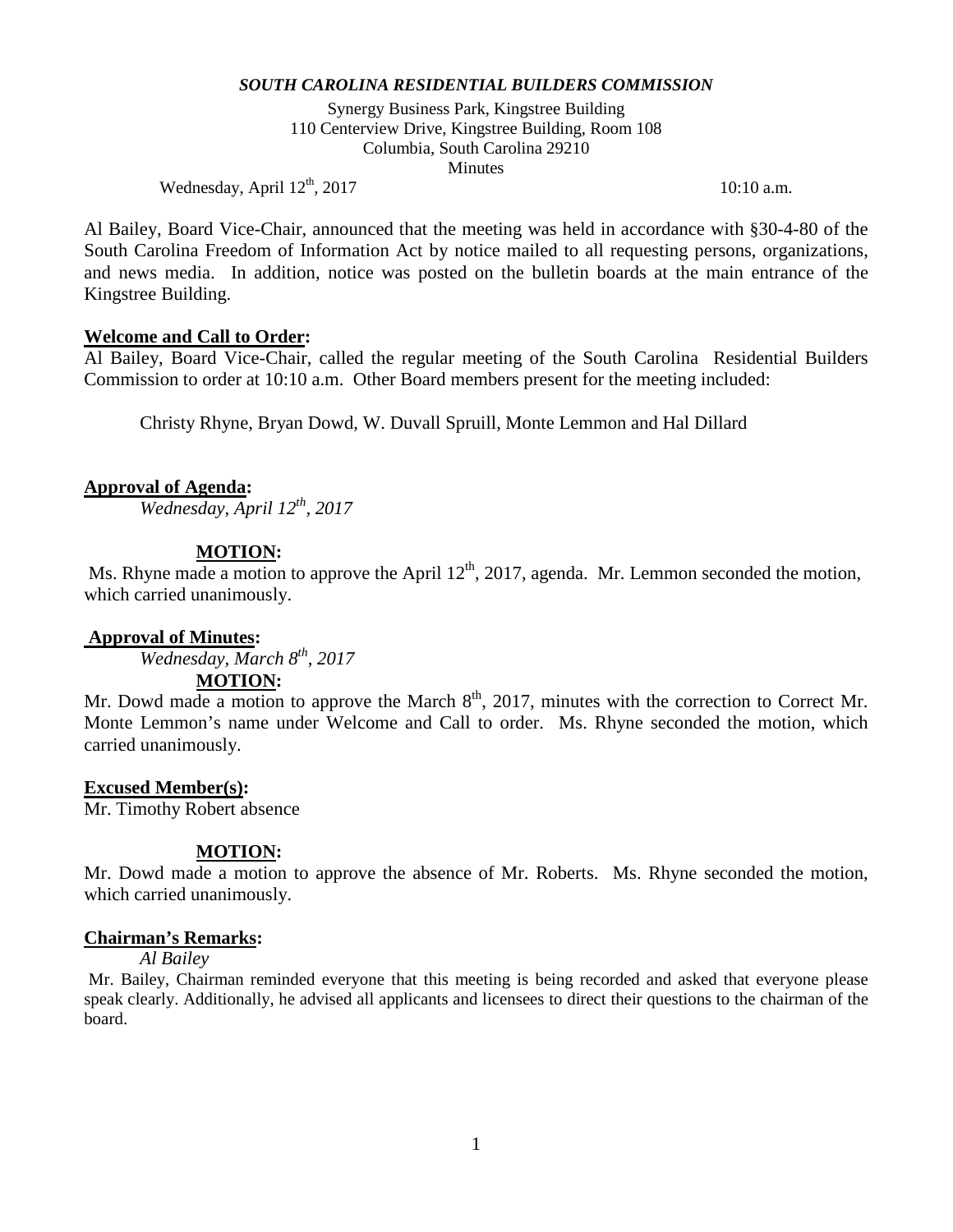**_SOUTH CAROLINA RESIDENTIAL BUILDERS COMMISSION_**

Synergy Business Park, Kingstree Building
110 Centerview Drive, Kingstree Building, Room 108
Columbia, South Carolina 29210
Minutes

Wednesday, April 12th, 2017 10:10 a.m.

Al Bailey, Board Vice-Chair, announced that the meeting was held in accordance with §30-4-80 of the South Carolina Freedom of Information Act by notice mailed to all requesting persons, organizations, and news media. In addition, notice was posted on the bulletin boards at the main entrance of the Kingstree Building.

**Welcome and Call to Order:**

Al Bailey, Board Vice-Chair, called the regular meeting of the South Carolina Residential Builders Commission to order at 10:10 a.m. Other Board members present for the meeting included:

Christy Rhyne, Bryan Dowd, W. Duvall Spruill, Monte Lemmon and Hal Dillard

**Approval of Agenda:**

*Wednesday, April 12th, 2017*

**MOTION:**

Ms. Rhyne made a motion to approve the April 12th, 2017, agenda. Mr. Lemmon seconded the motion, which carried unanimously.

**Approval of Minutes:**

*Wednesday, March 8th, 2017*

**MOTION:**

Mr. Dowd made a motion to approve the March 8th, 2017, minutes with the correction to Correct Mr. Monte Lemmon's name under Welcome and Call to order. Ms. Rhyne seconded the motion, which carried unanimously.

**Excused Member(s):**

Mr. Timothy Robert absence

**MOTION:**

Mr. Dowd made a motion to approve the absence of Mr. Roberts. Ms. Rhyne seconded the motion, which carried unanimously.

**Chairman's Remarks:**

*Al Bailey*

Mr. Bailey, Chairman reminded everyone that this meeting is being recorded and asked that everyone please speak clearly. Additionally, he advised all applicants and licensees to direct their questions to the chairman of the board.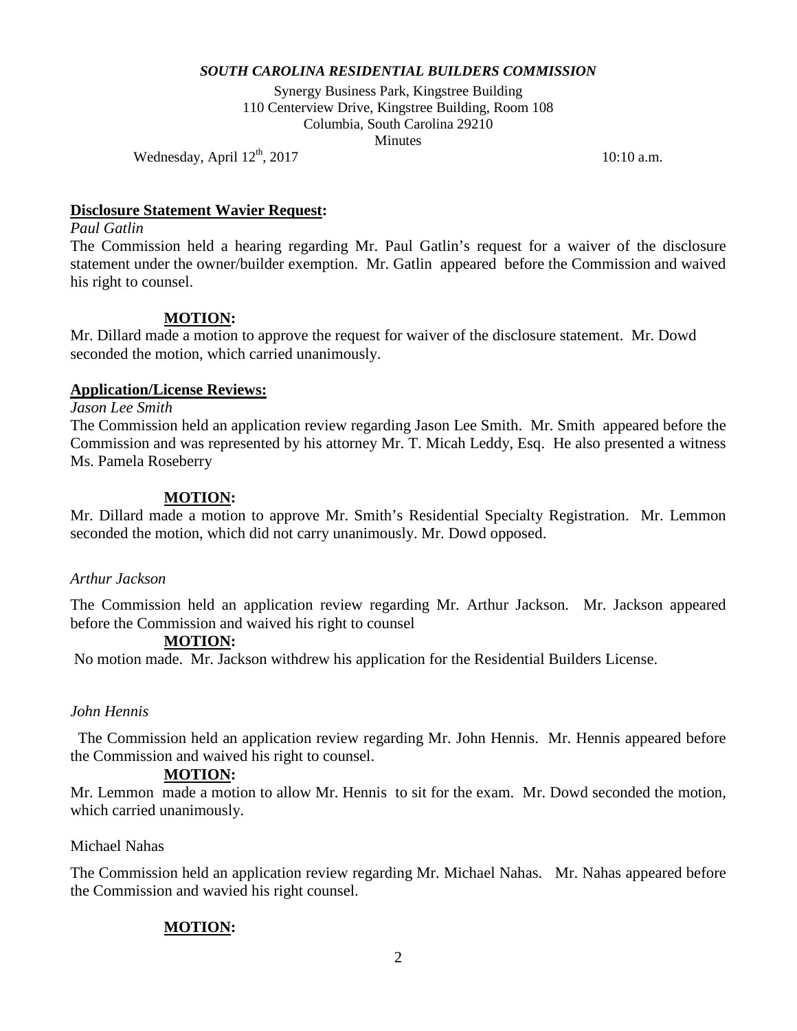*SOUTH CAROLINA RESIDENTIAL BUILDERS COMMISSION*

Synergy Business Park, Kingstree Building
110 Centerview Drive, Kingstree Building, Room 108
Columbia, South Carolina 29210
Minutes

Wednesday, April 12th, 2017 10:10 a.m.

**Disclosure Statement Wavier Request:**

*Paul Gatlin*

The Commission held a hearing regarding Mr. Paul Gatlin's request for a waiver of the disclosure statement under the owner/builder exemption. Mr. Gatlin appeared before the Commission and waived his right to counsel.

**MOTION:**

Mr. Dillard made a motion to approve the request for waiver of the disclosure statement. Mr. Dowd seconded the motion, which carried unanimously.

**Application/License Reviews:**

*Jason Lee Smith*

The Commission held an application review regarding Jason Lee Smith. Mr. Smith appeared before the Commission and was represented by his attorney Mr. T. Micah Leddy, Esq. He also presented a witness Ms. Pamela Roseberry

**MOTION:**

Mr. Dillard made a motion to approve Mr. Smith's Residential Specialty Registration. Mr. Lemmon seconded the motion, which did not carry unanimously. Mr. Dowd opposed.

*Arthur Jackson*

The Commission held an application review regarding Mr. Arthur Jackson. Mr. Jackson appeared before the Commission and waived his right to counsel

**MOTION:**

No motion made. Mr. Jackson withdrew his application for the Residential Builders License.

*John Hennis*

The Commission held an application review regarding Mr. John Hennis. Mr. Hennis appeared before the Commission and waived his right to counsel.

**MOTION:**

Mr. Lemmon made a motion to allow Mr. Hennis to sit for the exam. Mr. Dowd seconded the motion, which carried unanimously.

Michael Nahas

The Commission held an application review regarding Mr. Michael Nahas. Mr. Nahas appeared before the Commission and wavied his right counsel.

**MOTION:**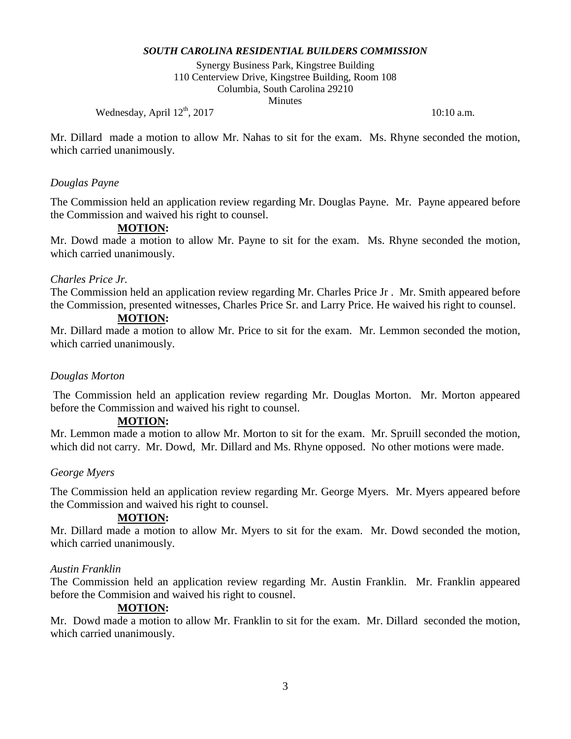Mr. Dillard made a motion to allow Mr. Nahas to sit for the exam. Ms. Rhyne seconded the motion, which carried unanimously.

*Douglas Payne*

The Commission held an application review regarding Mr. Douglas Payne. Mr. Payne appeared before the Commission and waived his right to counsel.

**MOTION:**

Mr. Dowd made a motion to allow Mr. Payne to sit for the exam. Ms. Rhyne seconded the motion, which carried unanimously.

*Charles Price Jr.*

The Commission held an application review regarding Mr. Charles Price Jr . Mr. Smith appeared before the Commission, presented witnesses, Charles Price Sr. and Larry Price. He waived his right to counsel.

**MOTION:**

Mr. Dillard made a motion to allow Mr. Price to sit for the exam. Mr. Lemmon seconded the motion, which carried unanimously.

*Douglas Morton*

The Commission held an application review regarding Mr. Douglas Morton. Mr. Morton appeared before the Commission and waived his right to counsel.

**MOTION:**

Mr. Lemmon made a motion to allow Mr. Morton to sit for the exam. Mr. Spruill seconded the motion, which did not carry. Mr. Dowd, Mr. Dillard and Ms. Rhyne opposed. No other motions were made.

*George Myers*

The Commission held an application review regarding Mr. George Myers. Mr. Myers appeared before the Commission and waived his right to counsel.

**MOTION:**

Mr. Dillard made a motion to allow Mr. Myers to sit for the exam. Mr. Dowd seconded the motion, which carried unanimously.

*Austin Franklin*

The Commission held an application review regarding Mr. Austin Franklin. Mr. Franklin appeared before the Commision and waived his right to cousnel.

**MOTION:**

Mr. Dowd made a motion to allow Mr. Franklin to sit for the exam. Mr. Dillard seconded the motion, which carried unanimously.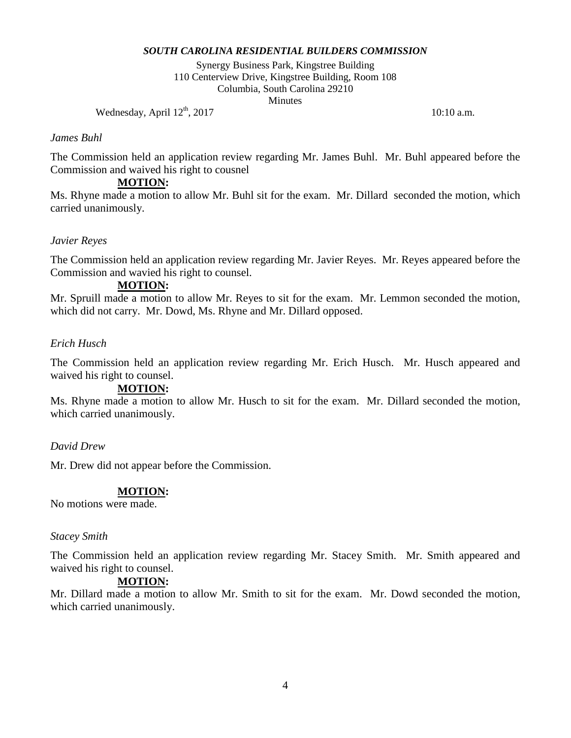**_SOUTH CAROLINA RESIDENTIAL BUILDERS COMMISSION_**

Synergy Business Park, Kingstree Building
110 Centerview Drive, Kingstree Building, Room 108
Columbia, South Carolina 29210
Minutes

Wednesday, April 12th, 2017 10:10 a.m.

*James Buhl*

The Commission held an application review regarding Mr. James Buhl. Mr. Buhl appeared before the Commission and waived his right to cousnel

**MOTION:**

Ms. Rhyne made a motion to allow Mr. Buhl sit for the exam. Mr. Dillard seconded the motion, which carried unanimously.

*Javier Reyes*

The Commission held an application review regarding Mr. Javier Reyes. Mr. Reyes appeared before the Commission and wavied his right to counsel.

**MOTION:**

Mr. Spruill made a motion to allow Mr. Reyes to sit for the exam. Mr. Lemmon seconded the motion, which did not carry. Mr. Dowd, Ms. Rhyne and Mr. Dillard opposed.

*Erich Husch*

The Commission held an application review regarding Mr. Erich Husch. Mr. Husch appeared and waived his right to counsel.

**MOTION:**

Ms. Rhyne made a motion to allow Mr. Husch to sit for the exam. Mr. Dillard seconded the motion, which carried unanimously.

*David Drew*

Mr. Drew did not appear before the Commission.

**MOTION:**

No motions were made.

*Stacey Smith*

The Commission held an application review regarding Mr. Stacey Smith. Mr. Smith appeared and waived his right to counsel.

**MOTION:**

Mr. Dillard made a motion to allow Mr. Smith to sit for the exam. Mr. Dowd seconded the motion, which carried unanimously.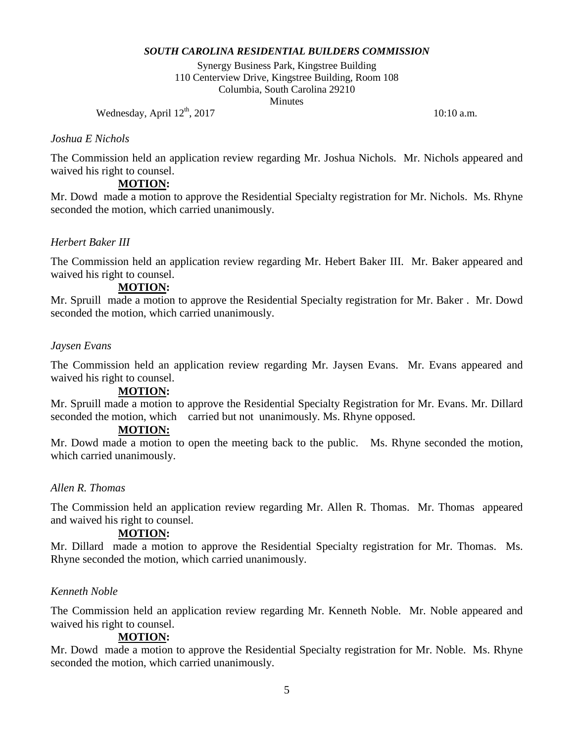***SOUTH CAROLINA RESIDENTIAL BUILDERS COMMISSION***

Synergy Business Park, Kingstree Building
110 Centerview Drive, Kingstree Building, Room 108
Columbia, South Carolina 29210
Minutes

Wednesday, April 12th, 2017 10:10 a.m.

*Joshua E Nichols*

The Commission held an application review regarding Mr. Joshua Nichols. Mr. Nichols appeared and waived his right to counsel.

**MOTION:**

Mr. Dowd made a motion to approve the Residential Specialty registration for Mr. Nichols. Ms. Rhyne seconded the motion, which carried unanimously.

*Herbert Baker III*

The Commission held an application review regarding Mr. Hebert Baker III. Mr. Baker appeared and waived his right to counsel.

**MOTION:**

Mr. Spruill made a motion to approve the Residential Specialty registration for Mr. Baker . Mr. Dowd seconded the motion, which carried unanimously.

*Jaysen Evans*

The Commission held an application review regarding Mr. Jaysen Evans. Mr. Evans appeared and waived his right to counsel.

**MOTION:**

Mr. Spruill made a motion to approve the Residential Specialty Registration for Mr. Evans. Mr. Dillard seconded the motion, which carried but not unanimously. Ms. Rhyne opposed.

**MOTION:**

Mr. Dowd made a motion to open the meeting back to the public. Ms. Rhyne seconded the motion, which carried unanimously.

*Allen R. Thomas*

The Commission held an application review regarding Mr. Allen R. Thomas. Mr. Thomas appeared and waived his right to counsel.

**MOTION:**

Mr. Dillard made a motion to approve the Residential Specialty registration for Mr. Thomas. Ms. Rhyne seconded the motion, which carried unanimously.

*Kenneth Noble*

The Commission held an application review regarding Mr. Kenneth Noble. Mr. Noble appeared and waived his right to counsel.

**MOTION:**

Mr. Dowd made a motion to approve the Residential Specialty registration for Mr. Noble. Ms. Rhyne seconded the motion, which carried unanimously.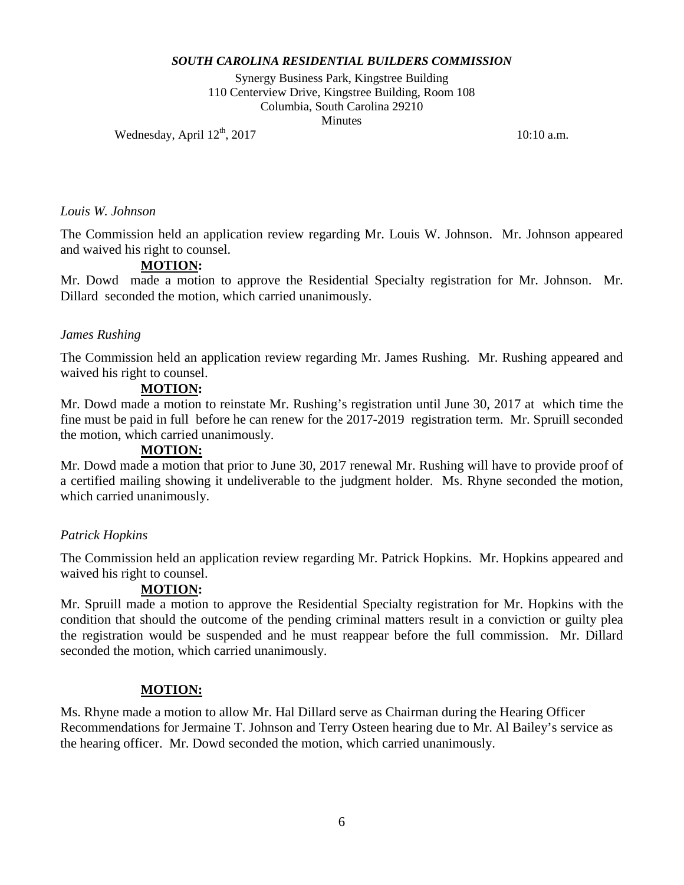*SOUTH CAROLINA RESIDENTIAL BUILDERS COMMISSION*

Synergy Business Park, Kingstree Building
110 Centerview Drive, Kingstree Building, Room 108
Columbia, South Carolina 29210
Minutes

Wednesday, April 12th, 2017 10:10 a.m.

*Louis W. Johnson*

The Commission held an application review regarding Mr. Louis W. Johnson. Mr. Johnson appeared and waived his right to counsel.

**MOTION:**

Mr. Dowd made a motion to approve the Residential Specialty registration for Mr. Johnson. Mr. Dillard seconded the motion, which carried unanimously.

*James Rushing*

The Commission held an application review regarding Mr. James Rushing. Mr. Rushing appeared and waived his right to counsel.

**MOTION:**

Mr. Dowd made a motion to reinstate Mr. Rushing's registration until June 30, 2017 at which time the fine must be paid in full before he can renew for the 2017-2019 registration term. Mr. Spruill seconded the motion, which carried unanimously.

**MOTION:**

Mr. Dowd made a motion that prior to June 30, 2017 renewal Mr. Rushing will have to provide proof of a certified mailing showing it undeliverable to the judgment holder. Ms. Rhyne seconded the motion, which carried unanimously.

*Patrick Hopkins*

The Commission held an application review regarding Mr. Patrick Hopkins. Mr. Hopkins appeared and waived his right to counsel.

**MOTION:**

Mr. Spruill made a motion to approve the Residential Specialty registration for Mr. Hopkins with the condition that should the outcome of the pending criminal matters result in a conviction or guilty plea the registration would be suspended and he must reappear before the full commission. Mr. Dillard seconded the motion, which carried unanimously.

**MOTION:**

Ms. Rhyne made a motion to allow Mr. Hal Dillard serve as Chairman during the Hearing Officer Recommendations for Jermaine T. Johnson and Terry Osteen hearing due to Mr. Al Bailey's service as the hearing officer. Mr. Dowd seconded the motion, which carried unanimously.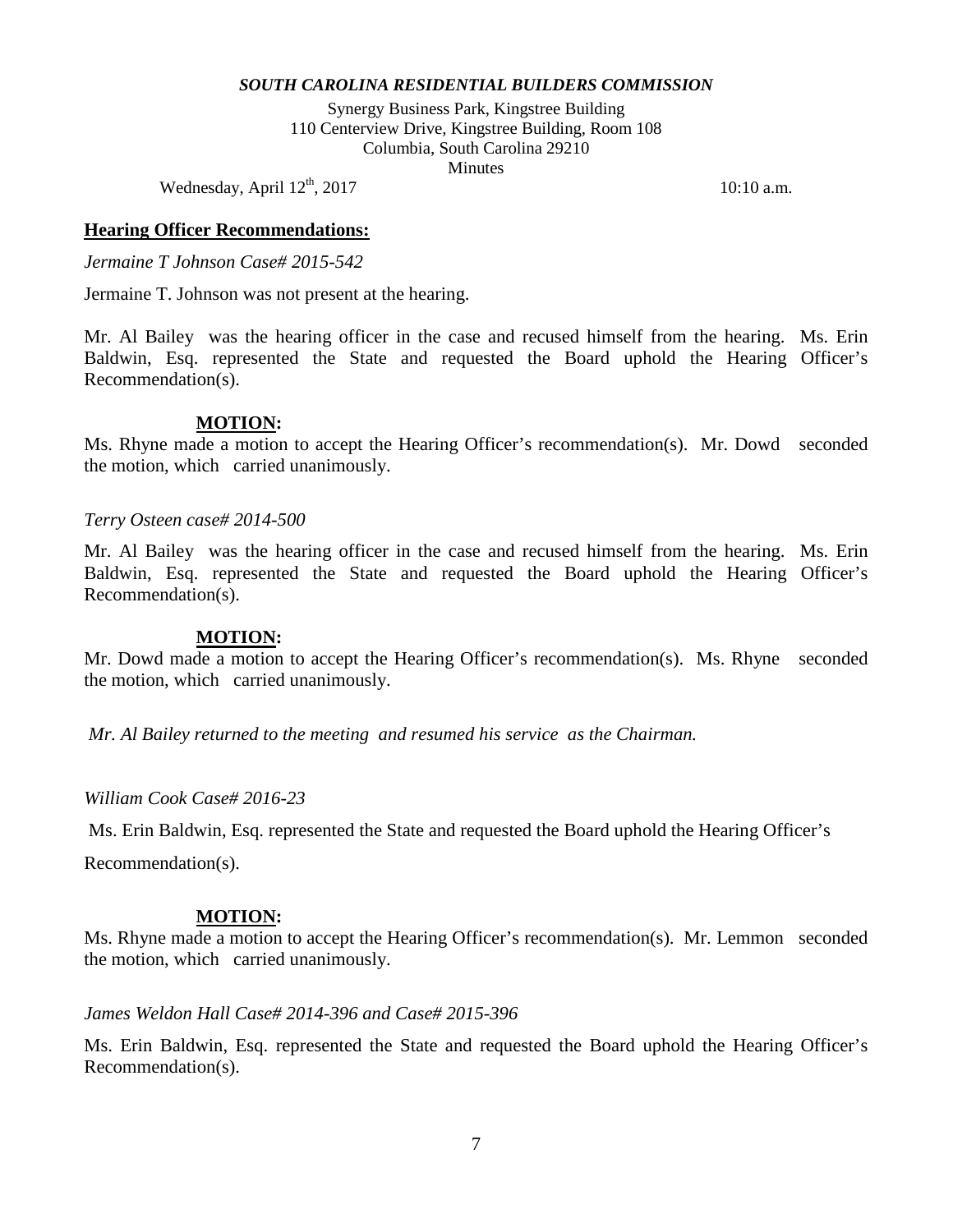***SOUTH CAROLINA RESIDENTIAL BUILDERS COMMISSION***

Synergy Business Park, Kingstree Building
110 Centerview Drive, Kingstree Building, Room 108
Columbia, South Carolina 29210
Minutes

Wednesday, April 12th, 2017 10:10 a.m.

**Hearing Officer Recommendations:**

*Jermaine T Johnson Case# 2015-542*

Jermaine T. Johnson was not present at the hearing.

Mr. Al Bailey was the hearing officer in the case and recused himself from the hearing. Ms. Erin Baldwin, Esq. represented the State and requested the Board uphold the Hearing Officer's Recommendation(s).

**MOTION:**

Ms. Rhyne made a motion to accept the Hearing Officer's recommendation(s). Mr. Dowd seconded the motion, which carried unanimously.

*Terry Osteen case# 2014-500*

Mr. Al Bailey was the hearing officer in the case and recused himself from the hearing. Ms. Erin Baldwin, Esq. represented the State and requested the Board uphold the Hearing Officer's Recommendation(s).

**MOTION:**

Mr. Dowd made a motion to accept the Hearing Officer's recommendation(s). Ms. Rhyne seconded the motion, which carried unanimously.

*Mr. Al Bailey returned to the meeting and resumed his service as the Chairman.*

*William Cook Case# 2016-23*

Ms. Erin Baldwin, Esq. represented the State and requested the Board uphold the Hearing Officer's Recommendation(s).

**MOTION:**

Ms. Rhyne made a motion to accept the Hearing Officer's recommendation(s). Mr. Lemmon seconded the motion, which carried unanimously.

*James Weldon Hall Case# 2014-396 and Case# 2015-396*

Ms. Erin Baldwin, Esq. represented the State and requested the Board uphold the Hearing Officer's Recommendation(s).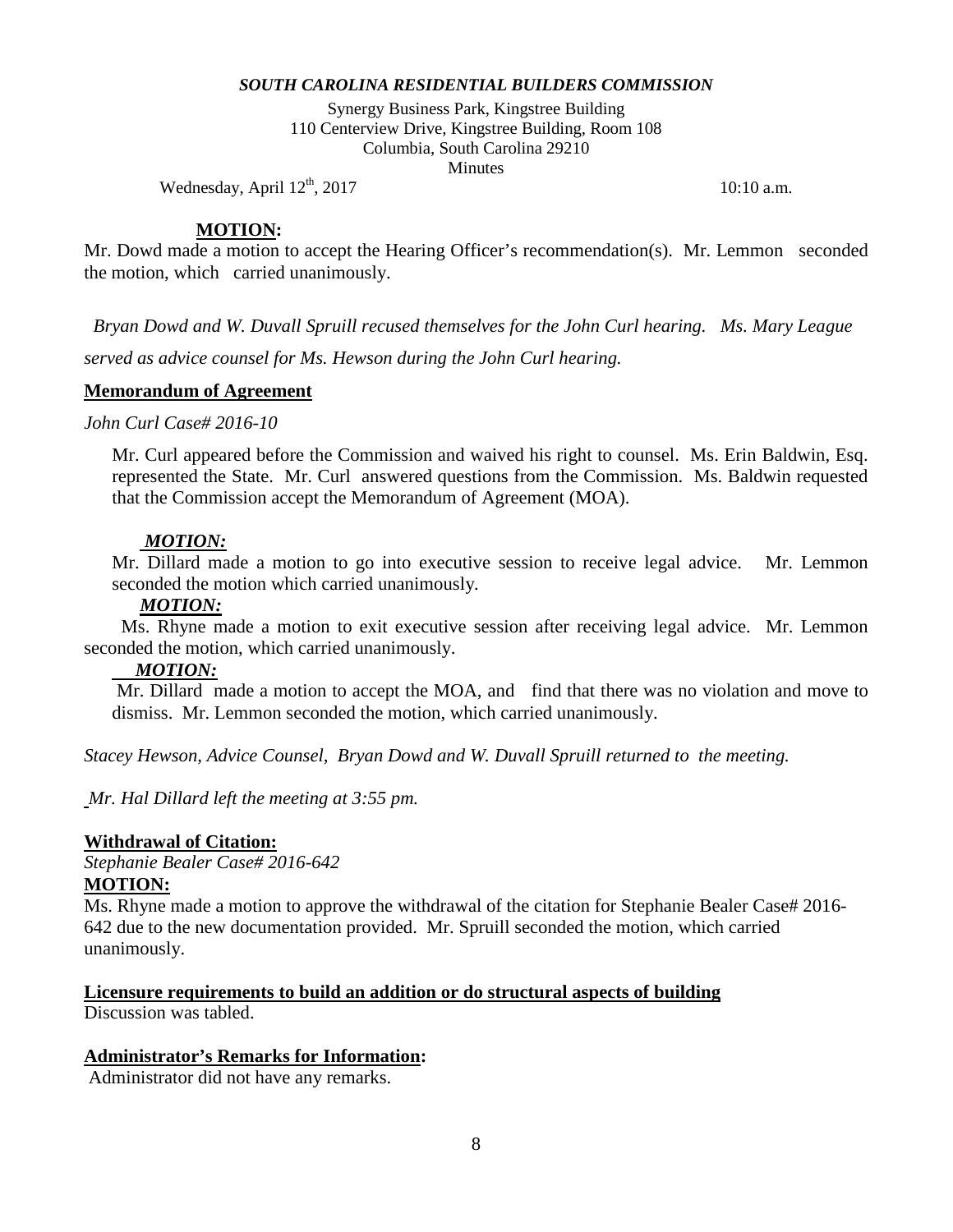***SOUTH CAROLINA RESIDENTIAL BUILDERS COMMISSION***

Synergy Business Park, Kingstree Building
110 Centerview Drive, Kingstree Building, Room 108
Columbia, South Carolina 29210
Minutes

Wednesday, April 12th, 2017 10:10 a.m.

**MOTION:**

Mr. Dowd made a motion to accept the Hearing Officer's recommendation(s). Mr. Lemmon seconded the motion, which carried unanimously.

*Bryan Dowd and W. Duvall Spruill recused themselves for the John Curl hearing. Ms. Mary League served as advice counsel for Ms. Hewson during the John Curl hearing.*

**Memorandum of Agreement**

*John Curl Case# 2016-10*

Mr. Curl appeared before the Commission and waived his right to counsel. Ms. Erin Baldwin, Esq. represented the State. Mr. Curl answered questions from the Commission. Ms. Baldwin requested that the Commission accept the Memorandum of Agreement (MOA).

***MOTION:***

Mr. Dillard made a motion to go into executive session to receive legal advice. Mr. Lemmon seconded the motion which carried unanimously.

***MOTION:***

Ms. Rhyne made a motion to exit executive session after receiving legal advice. Mr. Lemmon seconded the motion, which carried unanimously.

***MOTION:***

Mr. Dillard made a motion to accept the MOA, and find that there was no violation and move to dismiss. Mr. Lemmon seconded the motion, which carried unanimously.

*Stacey Hewson, Advice Counsel, Bryan Dowd and W. Duvall Spruill returned to the meeting.*

*Mr. Hal Dillard left the meeting at 3:55 pm.*

**Withdrawal of Citation:**

*Stephanie Bealer Case# 2016-642*

**MOTION:**

Ms. Rhyne made a motion to approve the withdrawal of the citation for Stephanie Bealer Case# 2016-642 due to the new documentation provided. Mr. Spruill seconded the motion, which carried unanimously.

**Licensure requirements to build an addition or do structural aspects of building**

Discussion was tabled.

**Administrator's Remarks for Information:**

Administrator did not have any remarks.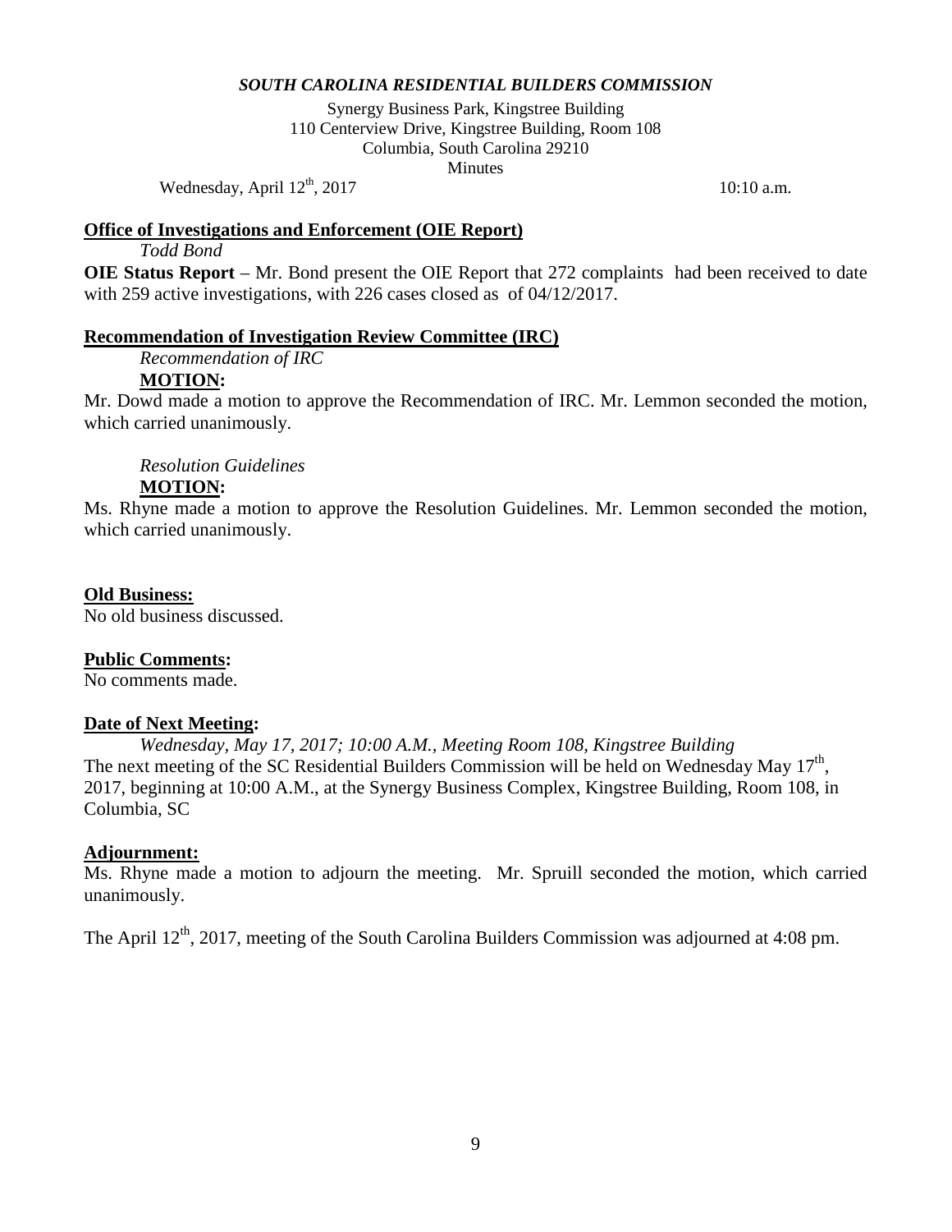*SOUTH CAROLINA RESIDENTIAL BUILDERS COMMISSION*

Synergy Business Park, Kingstree Building
110 Centerview Drive, Kingstree Building, Room 108
Columbia, South Carolina 29210
Minutes

Wednesday, April 12th, 2017 10:10 a.m.

**Office of Investigations and Enforcement (OIE Report)**

*Todd Bond*

**OIE Status Report** – Mr. Bond present the OIE Report that 272 complaints had been received to date with 259 active investigations, with 226 cases closed as of 04/12/2017.

**Recommendation of Investigation Review Committee (IRC)**

*Recommendation of IRC*

**MOTION:**

Mr. Dowd made a motion to approve the Recommendation of IRC. Mr. Lemmon seconded the motion, which carried unanimously.

*Resolution Guidelines*

**MOTION:**

Ms. Rhyne made a motion to approve the Resolution Guidelines. Mr. Lemmon seconded the motion, which carried unanimously.

**Old Business:**

No old business discussed.

**Public Comments:**

No comments made.

**Date of Next Meeting:**

*Wednesday, May 17, 2017; 10:00 A.M., Meeting Room 108, Kingstree Building*

The next meeting of the SC Residential Builders Commission will be held on Wednesday May 17th, 2017, beginning at 10:00 A.M., at the Synergy Business Complex, Kingstree Building, Room 108, in Columbia, SC

**Adjournment:**

Ms. Rhyne made a motion to adjourn the meeting. Mr. Spruill seconded the motion, which carried unanimously.

The April 12th, 2017, meeting of the South Carolina Builders Commission was adjourned at 4:08 pm.